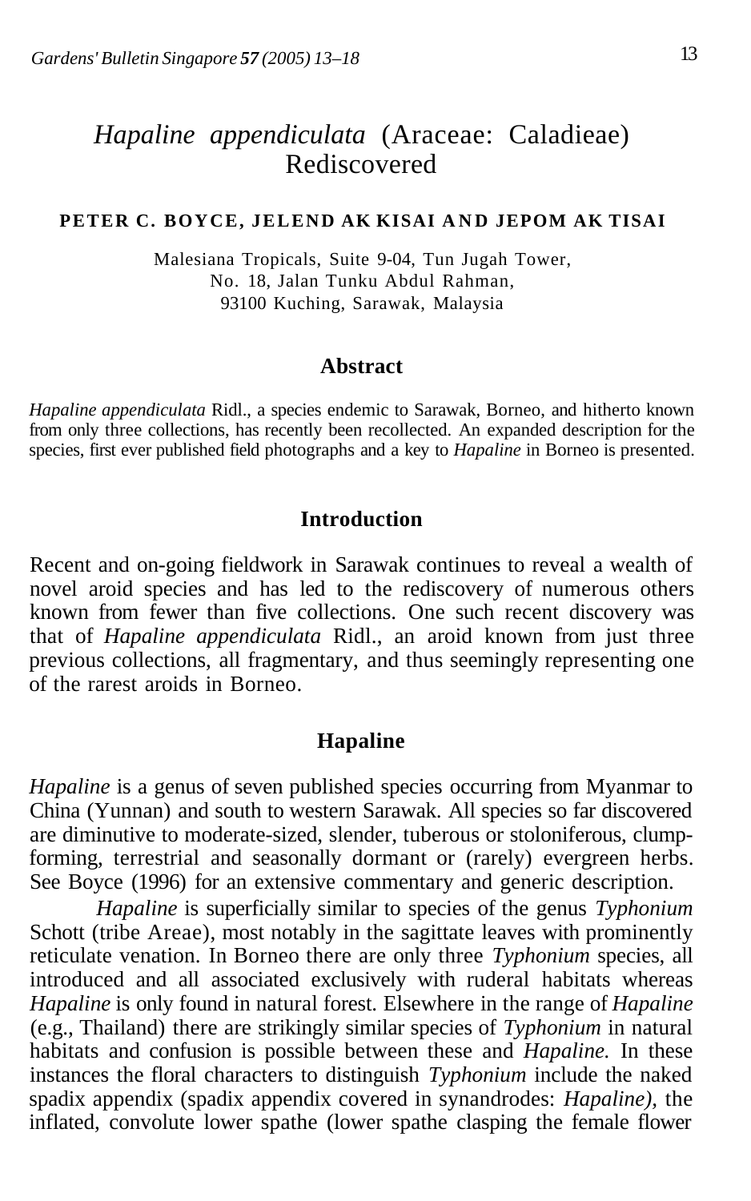# *Hapaline appendiculata* (Araceae: Caladieae) Rediscovered

**PETER C. BOYCE, JELEND AK KISAI AND JEPOM AK TISAI**

Malesiana Tropicals, Suite 9-04, Tun Jugah Tower,
No. 18, Jalan Tunku Abdul Rahman,
93100 Kuching, Sarawak, Malaysia

## Abstract

*Hapaline appendiculata* Ridl., a species endemic to Sarawak, Borneo, and hitherto known from only three collections, has recently been recollected. An expanded description for the species, first ever published field photographs and a key to *Hapaline* in Borneo is presented.

## Introduction

Recent and on-going fieldwork in Sarawak continues to reveal a wealth of novel aroid species and has led to the rediscovery of numerous others known from fewer than five collections. One such recent discovery was that of *Hapaline appendiculata* Ridl., an aroid known from just three previous collections, all fragmentary, and thus seemingly representing one of the rarest aroids in Borneo.

## Hapaline

*Hapaline* is a genus of seven published species occurring from Myanmar to China (Yunnan) and south to western Sarawak. All species so far discovered are diminutive to moderate-sized, slender, tuberous or stoloniferous, clump-forming, terrestrial and seasonally dormant or (rarely) evergreen herbs. See Boyce (1996) for an extensive commentary and generic description.

*Hapaline* is superficially similar to species of the genus *Typhonium* Schott (tribe Areae), most notably in the sagittate leaves with prominently reticulate venation. In Borneo there are only three *Typhonium* species, all introduced and all associated exclusively with ruderal habitats whereas *Hapaline* is only found in natural forest. Elsewhere in the range of *Hapaline* (e.g., Thailand) there are strikingly similar species of *Typhonium* in natural habitats and confusion is possible between these and *Hapaline.* In these instances the floral characters to distinguish *Typhonium* include the naked spadix appendix (spadix appendix covered in synandrodes: *Hapaline),* the inflated, convolute lower spathe (lower spathe clasping the female flower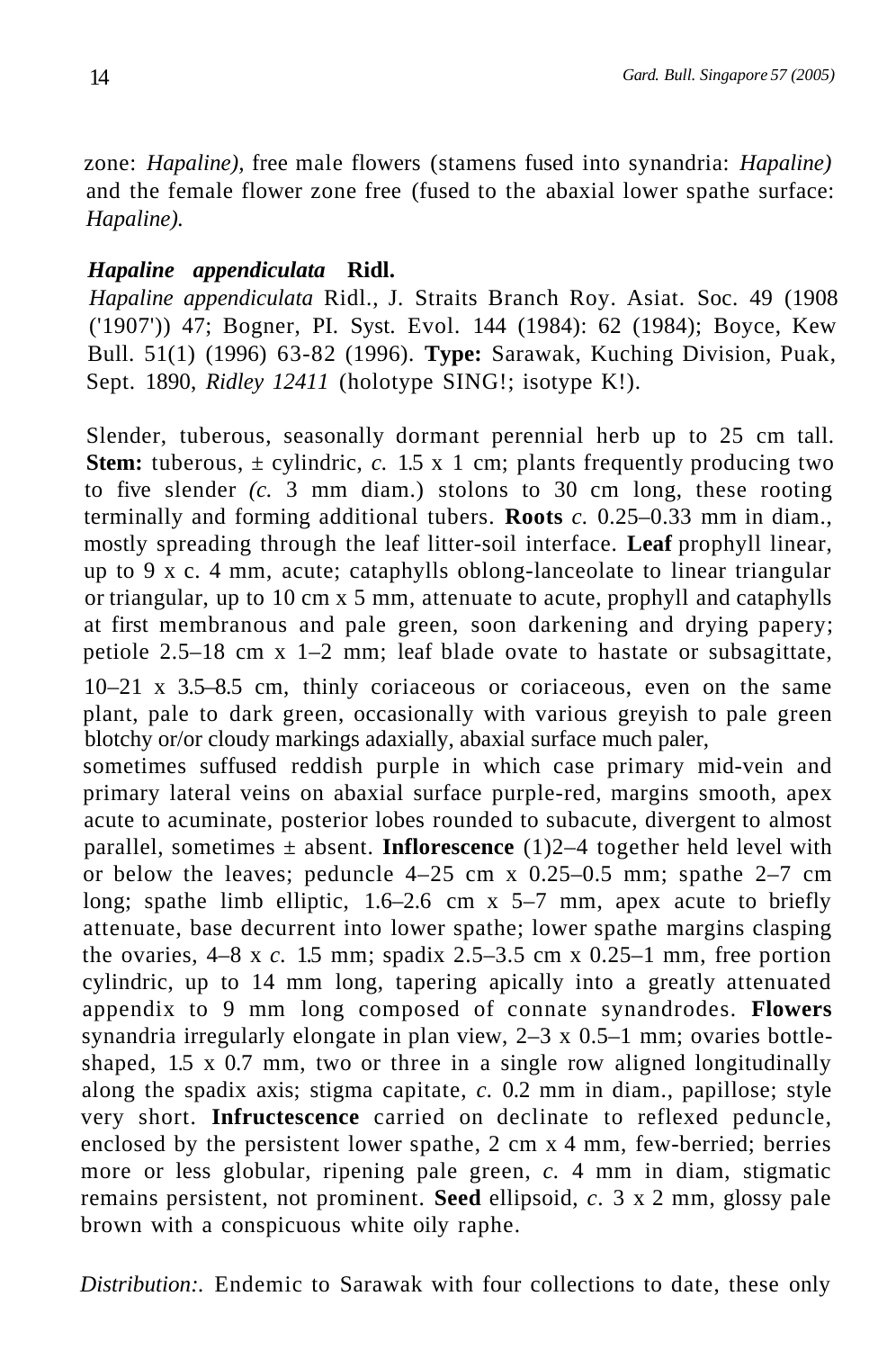zone: *Hapaline)*, free male flowers (stamens fused into synandria: *Hapaline)* and the female flower zone free (fused to the abaxial lower spathe surface: *Hapaline).*

### *Hapaline appendiculata* Ridl.

*Hapaline appendiculata* Ridl., J. Straits Branch Roy. Asiat. Soc. 49 (1908 ('1907')) 47; Bogner, Pl. Syst. Evol. 144 (1984): 62 (1984); Boyce, Kew Bull. 51(1) (1996) 63-82 (1996). **Type:** Sarawak, Kuching Division, Puak, Sept. 1890, *Ridley 12411* (holotype SING!; isotype K!).

Slender, tuberous, seasonally dormant perennial herb up to 25 cm tall. **Stem:** tuberous, ± cylindric, *c.* 1.5 x 1 cm; plants frequently producing two to five slender *(c.* 3 mm diam.) stolons to 30 cm long, these rooting terminally and forming additional tubers. **Roots** *c.* 0.25–0.33 mm in diam., mostly spreading through the leaf litter-soil interface. **Leaf** prophyll linear, up to 9 x c. 4 mm, acute; cataphylls oblong-lanceolate to linear triangular or triangular, up to 10 cm x 5 mm, attenuate to acute, prophyll and cataphylls at first membranous and pale green, soon darkening and drying papery; petiole 2.5–18 cm x 1–2 mm; leaf blade ovate to hastate or subsagittate, 10–21 x 3.5–8.5 cm, thinly coriaceous or coriaceous, even on the same plant, pale to dark green, occasionally with various greyish to pale green blotchy or/or cloudy markings adaxially, abaxial surface much paler, sometimes suffused reddish purple in which case primary mid-vein and primary lateral veins on abaxial surface purple-red, margins smooth, apex acute to acuminate, posterior lobes rounded to subacute, divergent to almost parallel, sometimes ± absent. **Inflorescence** (1)2–4 together held level with or below the leaves; peduncle 4–25 cm x 0.25–0.5 mm; spathe 2–7 cm long; spathe limb elliptic, 1.6–2.6 cm x 5–7 mm, apex acute to briefly attenuate, base decurrent into lower spathe; lower spathe margins clasping the ovaries, 4–8 x *c.* 1.5 mm; spadix 2.5–3.5 cm x 0.25–1 mm, free portion cylindric, up to 14 mm long, tapering apically into a greatly attenuated appendix to 9 mm long composed of connate synandrodes. **Flowers** synandria irregularly elongate in plan view, 2–3 x 0.5–1 mm; ovaries bottle-shaped, 1.5 x 0.7 mm, two or three in a single row aligned longitudinally along the spadix axis; stigma capitate, *c.* 0.2 mm in diam., papillose; style very short. **Infructescence** carried on declinate to reflexed peduncle, enclosed by the persistent lower spathe, 2 cm x 4 mm, few-berried; berries more or less globular, ripening pale green, *c.* 4 mm in diam, stigmatic remains persistent, not prominent. **Seed** ellipsoid, *c.* 3 x 2 mm, glossy pale brown with a conspicuous white oily raphe.

*Distribution:.* Endemic to Sarawak with four collections to date, these only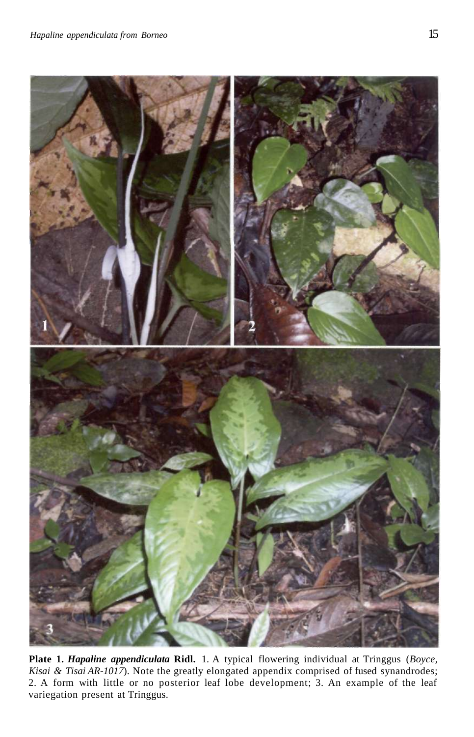**Plate 1.** ***Hapaline appendiculata*** **Ridl.** 1. A typical flowering individual at Tringgus (*Boyce, Kisai & Tisai AR-1017*). Note the greatly elongated appendix comprised of fused synandrodes; 2. A form with little or no posterior leaf lobe development; 3. An example of the leaf variegation present at Tringgus.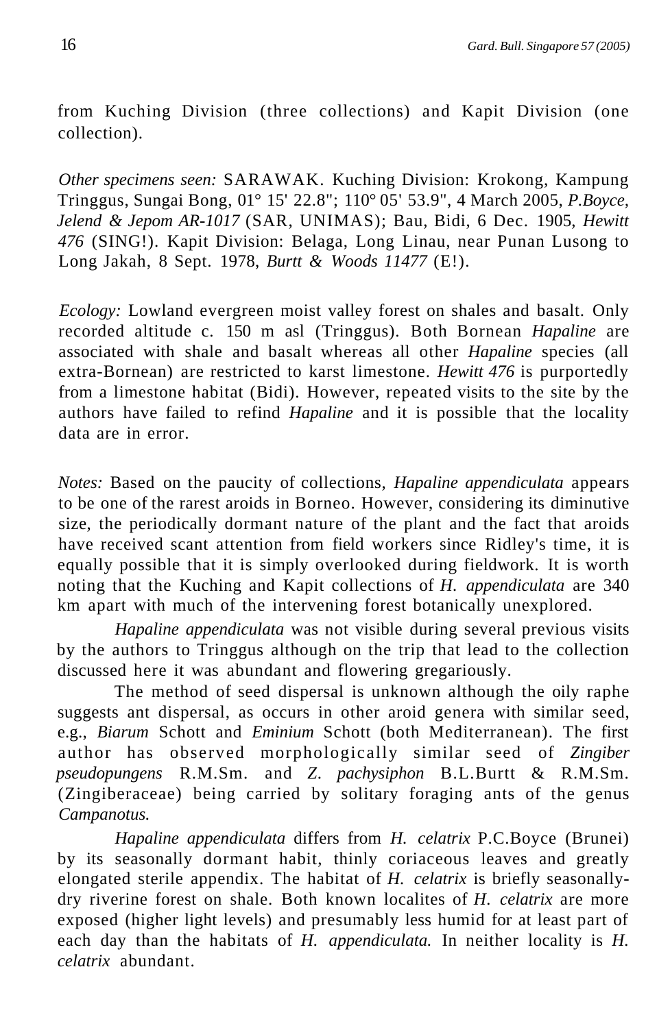from Kuching Division (three collections) and Kapit Division (one collection).

*Other specimens seen:* SARAWAK. Kuching Division: Krokong, Kampung Tringgus, Sungai Bong, 01° 15' 22.8"; 110° 05' 53.9", 4 March 2005, *P.Boyce, Jelend & Jepom AR-1017* (SAR, UNIMAS); Bau, Bidi, 6 Dec. 1905, *Hewitt 476* (SING!). Kapit Division: Belaga, Long Linau, near Punan Lusong to Long Jakah, 8 Sept. 1978, *Burtt & Woods 11477* (E!).

*Ecology:* Lowland evergreen moist valley forest on shales and basalt. Only recorded altitude c. 150 m asl (Tringgus). Both Bornean *Hapaline* are associated with shale and basalt whereas all other *Hapaline* species (all extra-Bornean) are restricted to karst limestone. *Hewitt 476* is purportedly from a limestone habitat (Bidi). However, repeated visits to the site by the authors have failed to refind *Hapaline* and it is possible that the locality data are in error.

*Notes:* Based on the paucity of collections, *Hapaline appendiculata* appears to be one of the rarest aroids in Borneo. However, considering its diminutive size, the periodically dormant nature of the plant and the fact that aroids have received scant attention from field workers since Ridley's time, it is equally possible that it is simply overlooked during fieldwork. It is worth noting that the Kuching and Kapit collections of *H. appendiculata* are 340 km apart with much of the intervening forest botanically unexplored.

*Hapaline appendiculata* was not visible during several previous visits by the authors to Tringgus although on the trip that lead to the collection discussed here it was abundant and flowering gregariously.

The method of seed dispersal is unknown although the oily raphe suggests ant dispersal, as occurs in other aroid genera with similar seed, e.g., *Biarum* Schott and *Eminium* Schott (both Mediterranean). The first author has observed morphologically similar seed of *Zingiber pseudopungens* R.M.Sm. and *Z. pachysiphon* B.L.Burtt & R.M.Sm. (Zingiberaceae) being carried by solitary foraging ants of the genus *Campanotus.*

*Hapaline appendiculata* differs from *H. celatrix* P.C.Boyce (Brunei) by its seasonally dormant habit, thinly coriaceous leaves and greatly elongated sterile appendix. The habitat of *H. celatrix* is briefly seasonally-dry riverine forest on shale. Both known localites of *H. celatrix* are more exposed (higher light levels) and presumably less humid for at least part of each day than the habitats of *H. appendiculata.* In neither locality is *H. celatrix* abundant.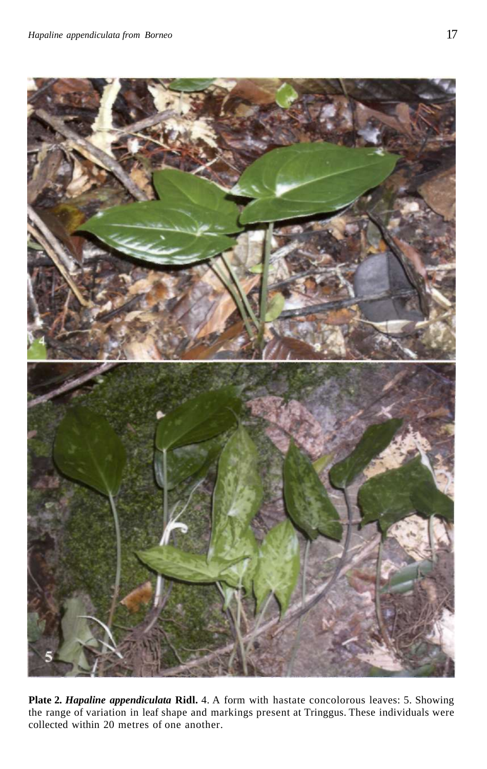**Plate 2. *Hapaline appendiculata* Ridl.** 4. A form with hastate concolorous leaves: 5. Showing the range of variation in leaf shape and markings present at Tringgus. These individuals were collected within 20 metres of one another.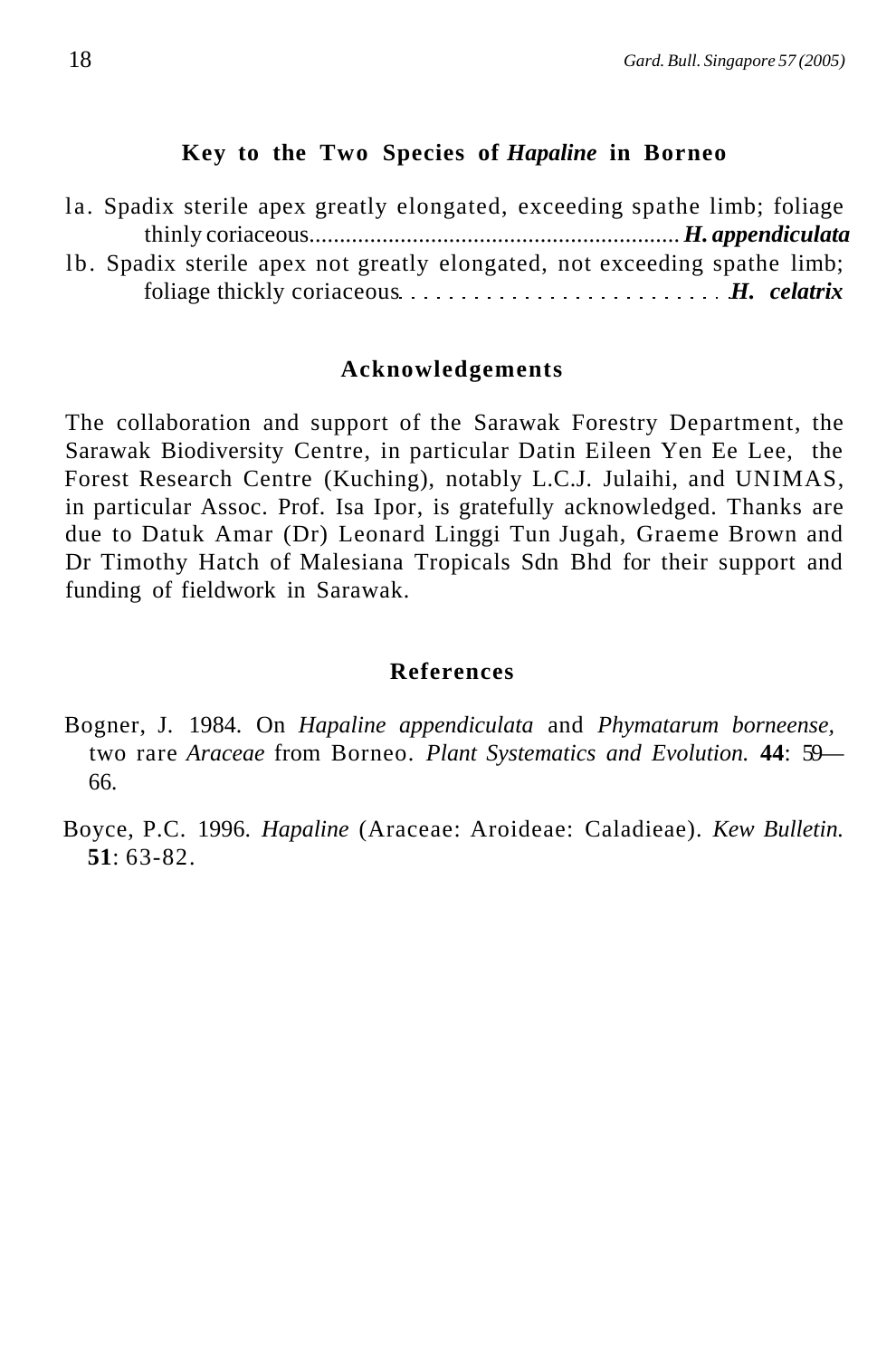### Key to the Two Species of *Hapaline* in Borneo

la. Spadix sterile apex greatly elongated, exceeding spathe limb; foliage thinly coriaceous............................................................ ***H. appendiculata***

lb. Spadix sterile apex not greatly elongated, not exceeding spathe limb; foliage thickly coriaceous. . . . . . . . . . . . . . . . . . . . . . . . . . . ***H. celatrix***

### Acknowledgements

The collaboration and support of the Sarawak Forestry Department, the Sarawak Biodiversity Centre, in particular Datin Eileen Yen Ee Lee, the Forest Research Centre (Kuching), notably L.C.J. Julaihi, and UNIMAS, in particular Assoc. Prof. Isa Ipor, is gratefully acknowledged. Thanks are due to Datuk Amar (Dr) Leonard Linggi Tun Jugah, Graeme Brown and Dr Timothy Hatch of Malesiana Tropicals Sdn Bhd for their support and funding of fieldwork in Sarawak.

### References

Bogner, J. 1984. On *Hapaline appendiculata* and *Phymatarum borneense*, two rare *Araceae* from Borneo. *Plant Systematics and Evolution.* **44**: 59—66.

Boyce, P.C. 1996. *Hapaline* (Araceae: Aroideae: Caladieae). *Kew Bulletin.* **51**: 63-82.